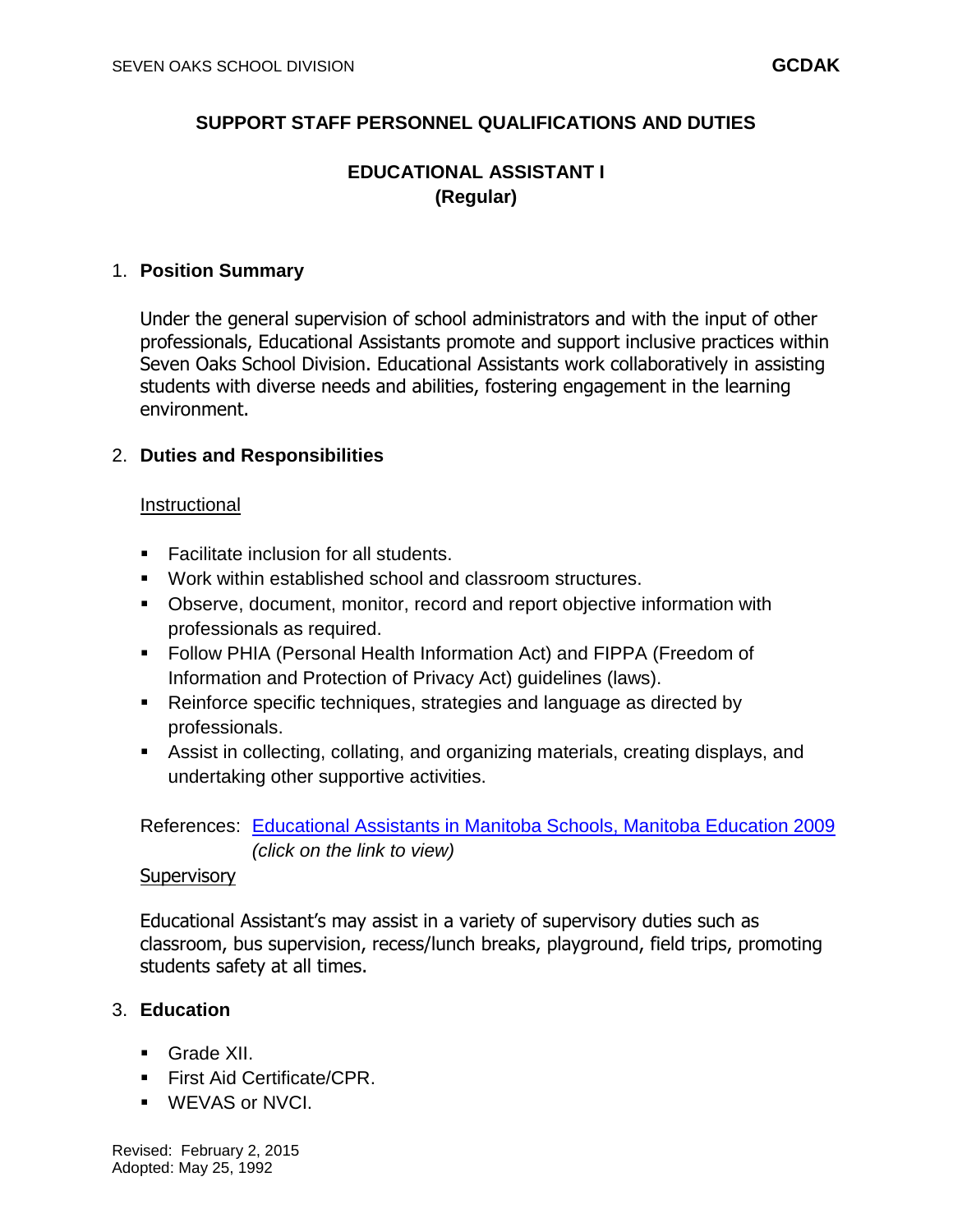SEVEN OAKS SCHOOL DIVISION **GCDAK**

# SUPPORT STAFF PERSONNEL QUALIFICATIONS AND DUTIES

## EDUCATIONAL ASSISTANT I
## (Regular)

1. **Position Summary**

   Under the general supervision of school administrators and with the input of other professionals, Educational Assistants promote and support inclusive practices within Seven Oaks School Division. Educational Assistants work collaboratively in assisting students with diverse needs and abilities, fostering engagement in the learning environment.

2. **Duties and Responsibilities**

   Instructional

   - Facilitate inclusion for all students.
   - Work within established school and classroom structures.
   - Observe, document, monitor, record and report objective information with professionals as required.
   - Follow PHIA (Personal Health Information Act) and FIPPA (Freedom of Information and Protection of Privacy Act) guidelines (laws).
   - Reinforce specific techniques, strategies and language as directed by professionals.
   - Assist in collecting, collating, and organizing materials, creating displays, and undertaking other supportive activities.

   References: Educational Assistants in Manitoba Schools, Manitoba Education 2009 *(click on the link to view)*

   Supervisory

   Educational Assistant's may assist in a variety of supervisory duties such as classroom, bus supervision, recess/lunch breaks, playground, field trips, promoting students safety at all times.

3. **Education**

   - Grade XII.
   - First Aid Certificate/CPR.
   - WEVAS or NVCI.

Revised: February 2, 2015
Adopted: May 25, 1992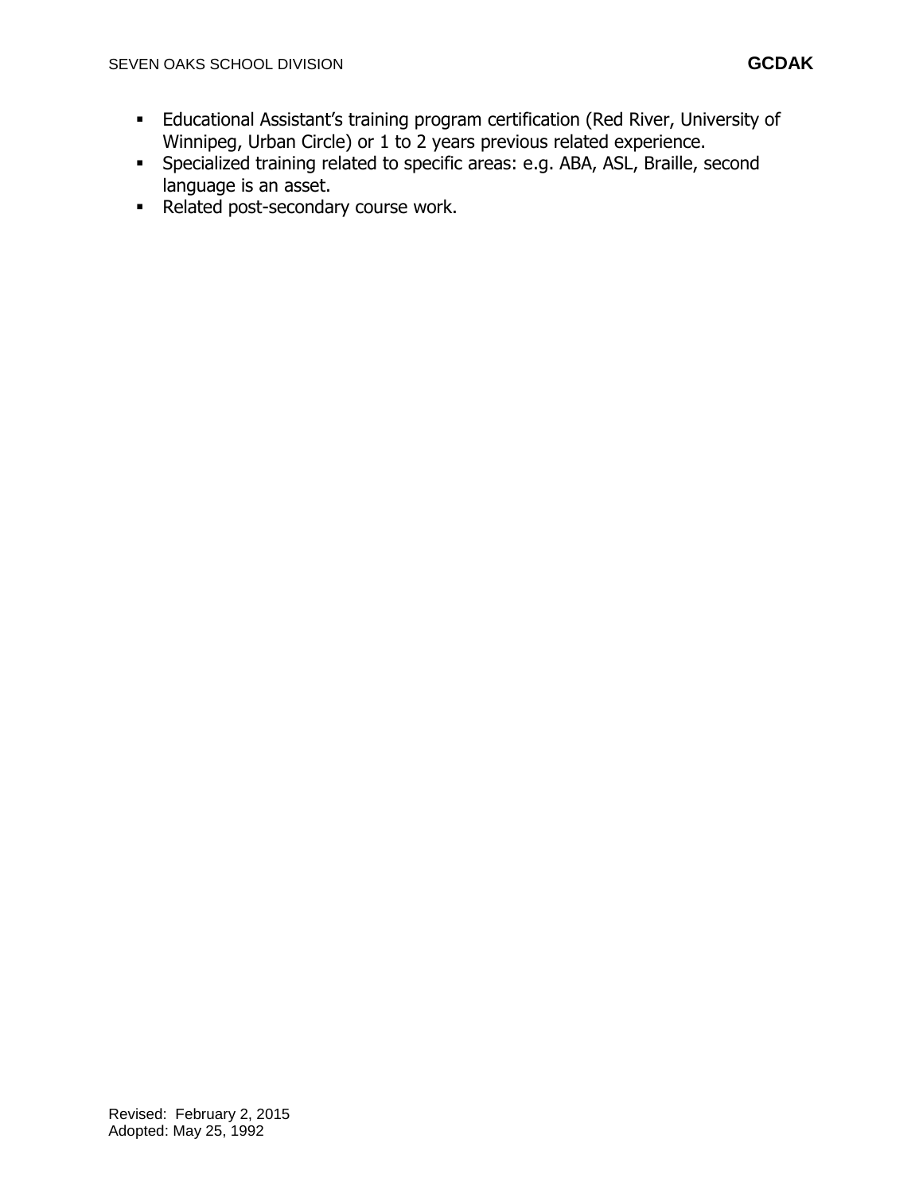- Educational Assistant's training program certification (Red River, University of Winnipeg, Urban Circle) or 1 to 2 years previous related experience.
- Specialized training related to specific areas: e.g. ABA, ASL, Braille, second language is an asset.
- Related post-secondary course work.

Revised: February 2, 2015
Adopted: May 25, 1992